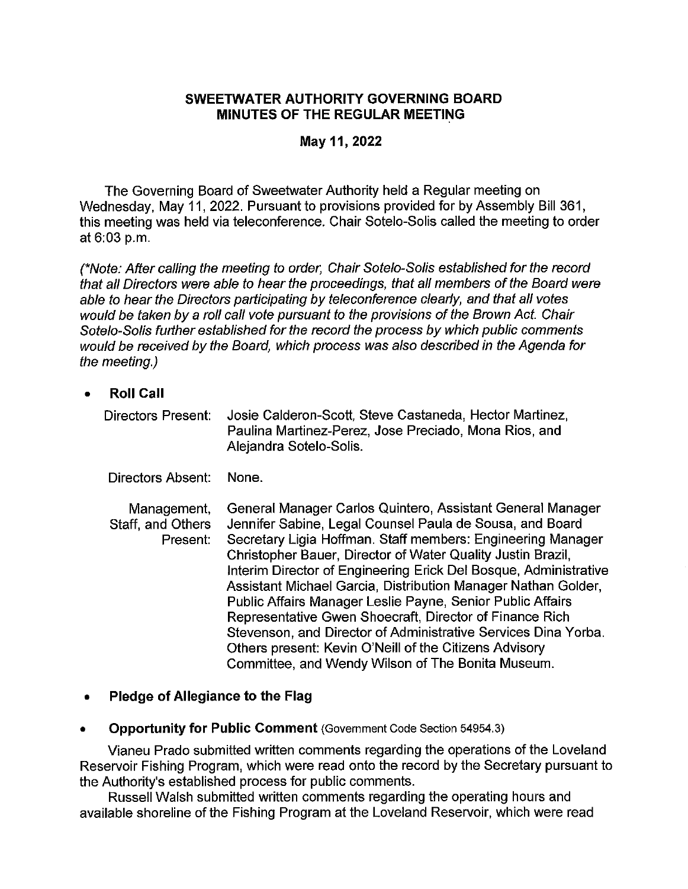**SWEETWATER AUTHORITY GOVERNING BOARD**
**MINUTES OF THE REGULAR MEETING**

**May 11, 2022**

The Governing Board of Sweetwater Authority held a Regular meeting on Wednesday, May 11, 2022. Pursuant to provisions provided for by Assembly Bill 361, this meeting was held via teleconference. Chair Sotelo-Solis called the meeting to order at 6:03 p.m.

*(\*Note: After calling the meeting to order, Chair Sotelo-Solis established for the record that all Directors were able to hear the proceedings, that all members of the Board were able to hear the Directors participating by teleconference clearly, and that all votes would be taken by a roll call vote pursuant to the provisions of the Brown Act. Chair Sotelo-Solis further established for the record the process by which public comments would be received by the Board, which process was also described in the Agenda for the meeting.)*

- **Roll Call**

Directors Present: Josie Calderon-Scott, Steve Castaneda, Hector Martinez, Paulina Martinez-Perez, Jose Preciado, Mona Rios, and Alejandra Sotelo-Solis.

Directors Absent: None.

Management, Staff, and Others Present: General Manager Carlos Quintero, Assistant General Manager Jennifer Sabine, Legal Counsel Paula de Sousa, and Board Secretary Ligia Hoffman. Staff members: Engineering Manager Christopher Bauer, Director of Water Quality Justin Brazil, Interim Director of Engineering Erick Del Bosque, Administrative Assistant Michael Garcia, Distribution Manager Nathan Golder, Public Affairs Manager Leslie Payne, Senior Public Affairs Representative Gwen Shoecraft, Director of Finance Rich Stevenson, and Director of Administrative Services Dina Yorba. Others present: Kevin O'Neill of the Citizens Advisory Committee, and Wendy Wilson of The Bonita Museum.

- **Pledge of Allegiance to the Flag**

- **Opportunity for Public Comment** (Government Code Section 54954.3)

Vianeu Prado submitted written comments regarding the operations of the Loveland Reservoir Fishing Program, which were read onto the record by the Secretary pursuant to the Authority's established process for public comments.

Russell Walsh submitted written comments regarding the operating hours and available shoreline of the Fishing Program at the Loveland Reservoir, which were read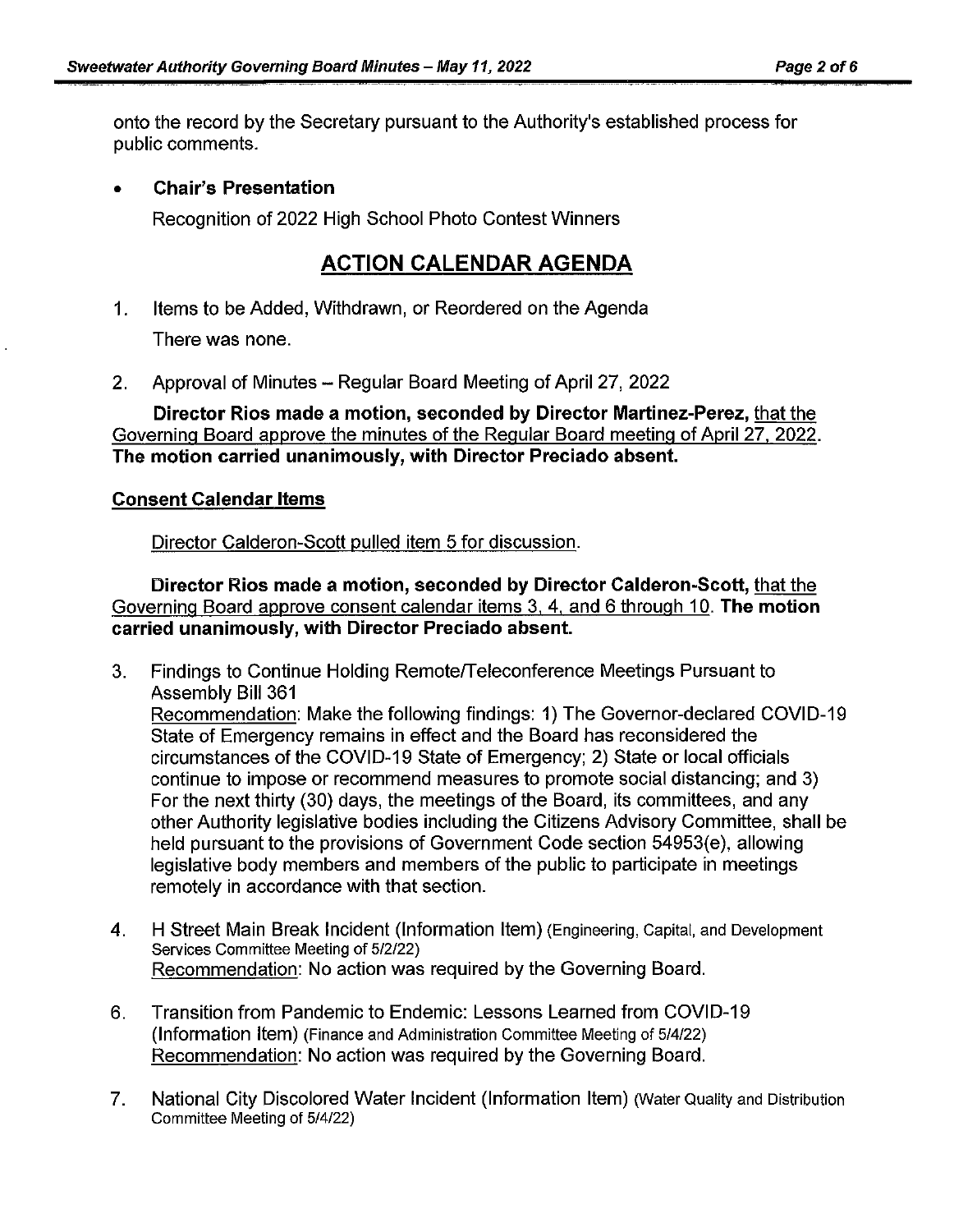onto the record by the Secretary pursuant to the Authority's established process for public comments.

- **Chair's Presentation**

  Recognition of 2022 High School Photo Contest Winners

## ACTION CALENDAR AGENDA

1. Items to be Added, Withdrawn, or Reordered on the Agenda

   There was none.

2. Approval of Minutes – Regular Board Meeting of April 27, 2022

   **Director Rios made a motion, seconded by Director Martinez-Perez,** that the Governing Board approve the minutes of the Regular Board meeting of April 27, 2022. **The motion carried unanimously, with Director Preciado absent.**

**Consent Calendar Items**

Director Calderon-Scott pulled item 5 for discussion.

**Director Rios made a motion, seconded by Director Calderon-Scott,** that the Governing Board approve consent calendar items 3, 4, and 6 through 10. **The motion carried unanimously, with Director Preciado absent.**

3. Findings to Continue Holding Remote/Teleconference Meetings Pursuant to Assembly Bill 361
   Recommendation: Make the following findings: 1) The Governor-declared COVID-19 State of Emergency remains in effect and the Board has reconsidered the circumstances of the COVID-19 State of Emergency; 2) State or local officials continue to impose or recommend measures to promote social distancing; and 3) For the next thirty (30) days, the meetings of the Board, its committees, and any other Authority legislative bodies including the Citizens Advisory Committee, shall be held pursuant to the provisions of Government Code section 54953(e), allowing legislative body members and members of the public to participate in meetings remotely in accordance with that section.

4. H Street Main Break Incident (Information Item) (Engineering, Capital, and Development Services Committee Meeting of 5/2/22)
   Recommendation: No action was required by the Governing Board.

6. Transition from Pandemic to Endemic: Lessons Learned from COVID-19 (Information Item) (Finance and Administration Committee Meeting of 5/4/22)
   Recommendation: No action was required by the Governing Board.

7. National City Discolored Water Incident (Information Item) (Water Quality and Distribution Committee Meeting of 5/4/22)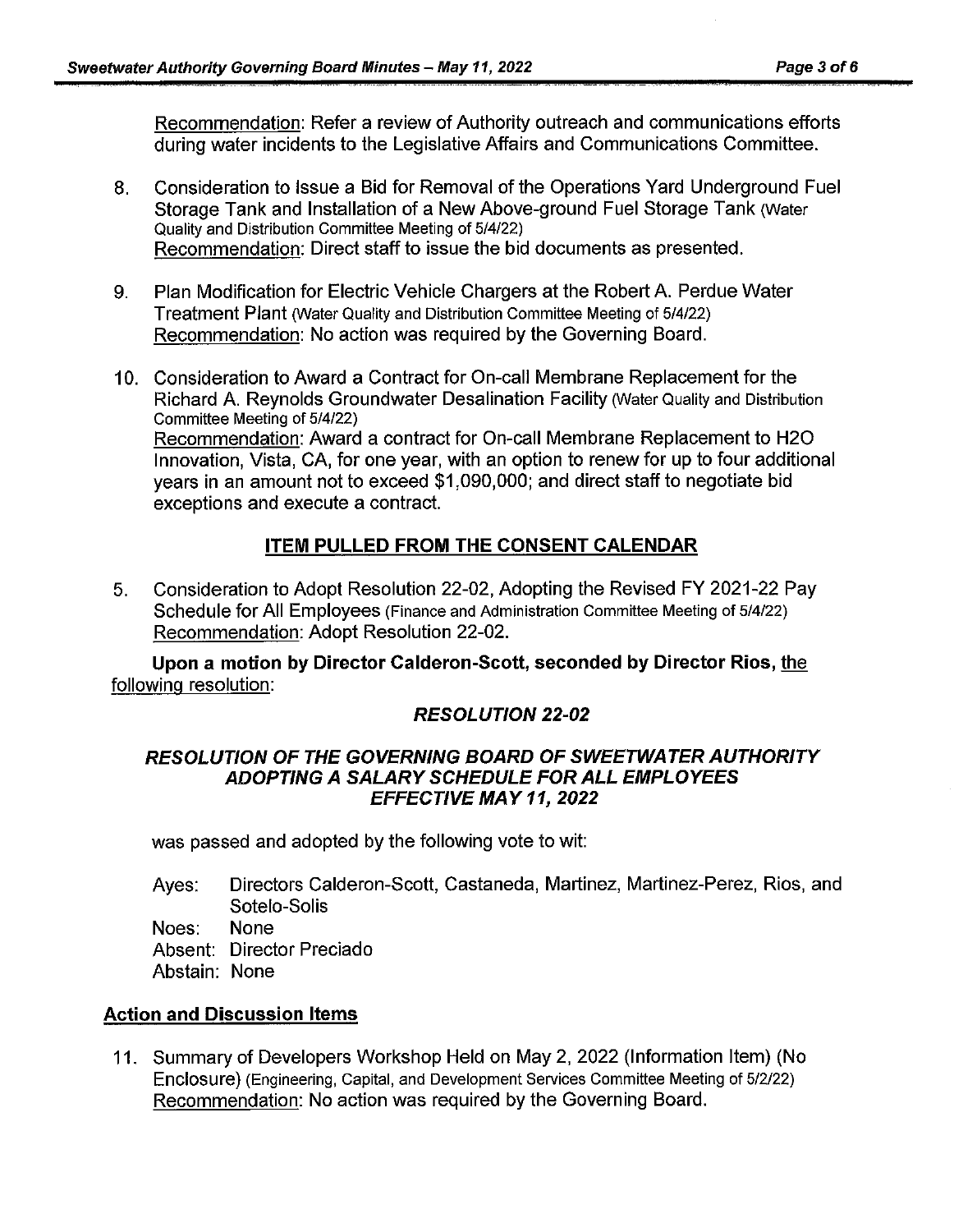Recommendation: Refer a review of Authority outreach and communications efforts during water incidents to the Legislative Affairs and Communications Committee.

8. Consideration to Issue a Bid for Removal of the Operations Yard Underground Fuel Storage Tank and Installation of a New Above-ground Fuel Storage Tank (Water Quality and Distribution Committee Meeting of 5/4/22)
   Recommendation: Direct staff to issue the bid documents as presented.

9. Plan Modification for Electric Vehicle Chargers at the Robert A. Perdue Water Treatment Plant (Water Quality and Distribution Committee Meeting of 5/4/22)
   Recommendation: No action was required by the Governing Board.

10. Consideration to Award a Contract for On-call Membrane Replacement for the Richard A. Reynolds Groundwater Desalination Facility (Water Quality and Distribution Committee Meeting of 5/4/22)
    Recommendation: Award a contract for On-call Membrane Replacement to H2O Innovation, Vista, CA, for one year, with an option to renew for up to four additional years in an amount not to exceed $1,090,000; and direct staff to negotiate bid exceptions and execute a contract.

## ITEM PULLED FROM THE CONSENT CALENDAR

5. Consideration to Adopt Resolution 22-02, Adopting the Revised FY 2021-22 Pay Schedule for All Employees (Finance and Administration Committee Meeting of 5/4/22)
   Recommendation: Adopt Resolution 22-02.

**Upon a motion by Director Calderon-Scott, seconded by Director Rios,** the following resolution:

***RESOLUTION 22-02***

***RESOLUTION OF THE GOVERNING BOARD OF SWEETWATER AUTHORITY ADOPTING A SALARY SCHEDULE FOR ALL EMPLOYEES EFFECTIVE MAY 11, 2022***

was passed and adopted by the following vote to wit:

Ayes: Directors Calderon-Scott, Castaneda, Martinez, Martinez-Perez, Rios, and Sotelo-Solis
Noes: None
Absent: Director Preciado
Abstain: None

## Action and Discussion Items

11. Summary of Developers Workshop Held on May 2, 2022 (Information Item) (No Enclosure) (Engineering, Capital, and Development Services Committee Meeting of 5/2/22)
    Recommendation: No action was required by the Governing Board.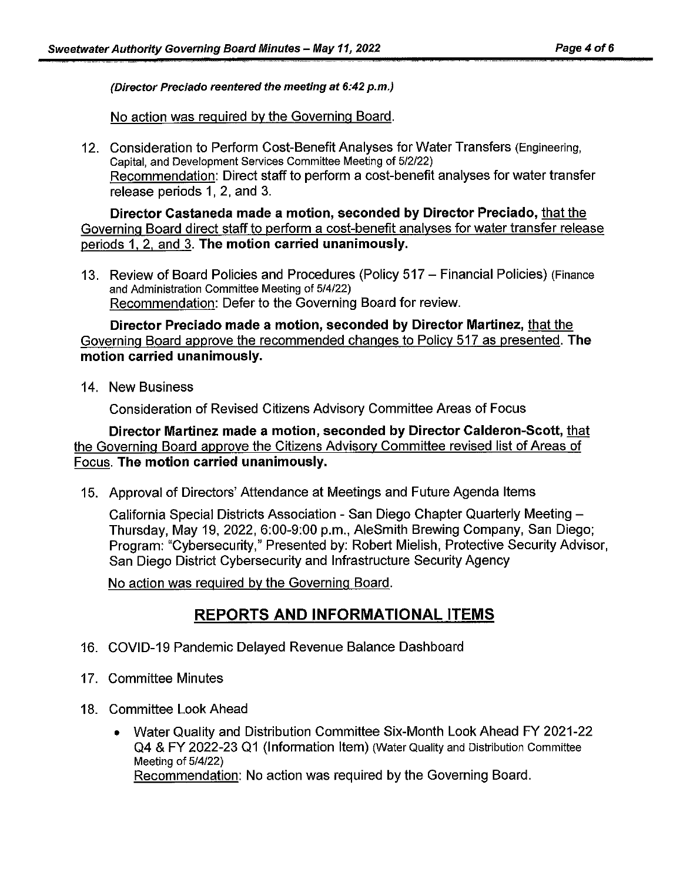*(Director Preciado reentered the meeting at 6:42 p.m.)*

No action was required by the Governing Board.

12. Consideration to Perform Cost-Benefit Analyses for Water Transfers (Engineering, Capital, and Development Services Committee Meeting of 5/2/22)
    Recommendation: Direct staff to perform a cost-benefit analyses for water transfer release periods 1, 2, and 3.

**Director Castaneda made a motion, seconded by Director Preciado,** that the Governing Board direct staff to perform a cost-benefit analyses for water transfer release periods 1, 2, and 3. **The motion carried unanimously.**

13. Review of Board Policies and Procedures (Policy 517 – Financial Policies) (Finance and Administration Committee Meeting of 5/4/22)
    Recommendation: Defer to the Governing Board for review.

**Director Preciado made a motion, seconded by Director Martinez,** that the Governing Board approve the recommended changes to Policy 517 as presented. **The motion carried unanimously.**

14. New Business

    Consideration of Revised Citizens Advisory Committee Areas of Focus

**Director Martinez made a motion, seconded by Director Calderon-Scott,** that the Governing Board approve the Citizens Advisory Committee revised list of Areas of Focus. **The motion carried unanimously.**

15. Approval of Directors' Attendance at Meetings and Future Agenda Items

    California Special Districts Association - San Diego Chapter Quarterly Meeting – Thursday, May 19, 2022, 6:00-9:00 p.m., AleSmith Brewing Company, San Diego; Program: "Cybersecurity," Presented by: Robert Mielish, Protective Security Advisor, San Diego District Cybersecurity and Infrastructure Security Agency

    No action was required by the Governing Board.

## REPORTS AND INFORMATIONAL ITEMS

16. COVID-19 Pandemic Delayed Revenue Balance Dashboard

17. Committee Minutes

18. Committee Look Ahead

    - Water Quality and Distribution Committee Six-Month Look Ahead FY 2021-22 Q4 & FY 2022-23 Q1 (Information Item) (Water Quality and Distribution Committee Meeting of 5/4/22)
      Recommendation: No action was required by the Governing Board.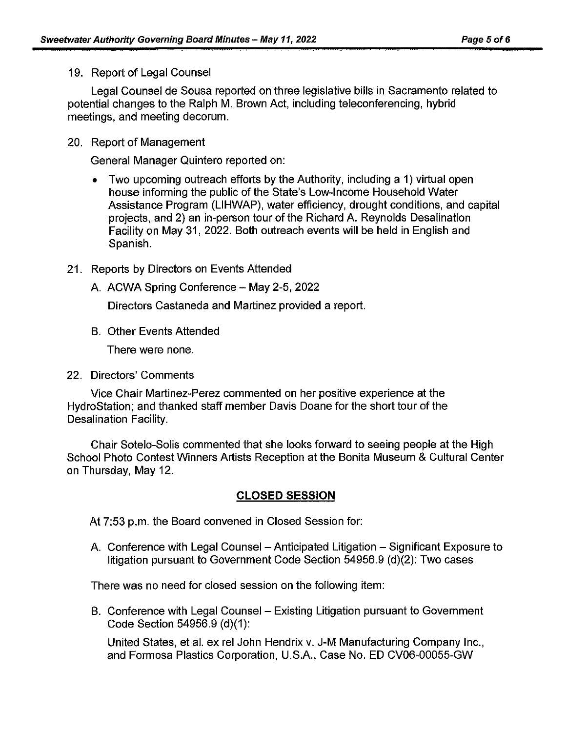19. Report of Legal Counsel

    Legal Counsel de Sousa reported on three legislative bills in Sacramento related to potential changes to the Ralph M. Brown Act, including teleconferencing, hybrid meetings, and meeting decorum.

20. Report of Management

    General Manager Quintero reported on:

    - Two upcoming outreach efforts by the Authority, including a 1) virtual open house informing the public of the State's Low-Income Household Water Assistance Program (LIHWAP), water efficiency, drought conditions, and capital projects, and 2) an in-person tour of the Richard A. Reynolds Desalination Facility on May 31, 2022. Both outreach events will be held in English and Spanish.

21. Reports by Directors on Events Attended

    A. ACWA Spring Conference – May 2-5, 2022

       Directors Castaneda and Martinez provided a report.

    B. Other Events Attended

       There were none.

22. Directors' Comments

    Vice Chair Martinez-Perez commented on her positive experience at the HydroStation; and thanked staff member Davis Doane for the short tour of the Desalination Facility.

    Chair Sotelo-Solis commented that she looks forward to seeing people at the High School Photo Contest Winners Artists Reception at the Bonita Museum & Cultural Center on Thursday, May 12.

## CLOSED SESSION

At 7:53 p.m. the Board convened in Closed Session for:

A. Conference with Legal Counsel – Anticipated Litigation – Significant Exposure to litigation pursuant to Government Code Section 54956.9 (d)(2): Two cases

There was no need for closed session on the following item:

B. Conference with Legal Counsel – Existing Litigation pursuant to Government Code Section 54956.9 (d)(1):

   United States, et al. ex rel John Hendrix v. J-M Manufacturing Company Inc., and Formosa Plastics Corporation, U.S.A., Case No. ED CV06-00055-GW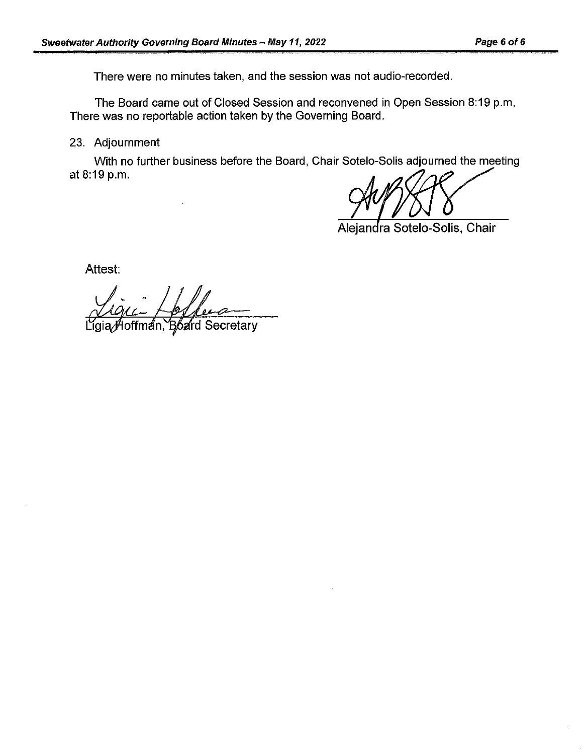There were no minutes taken, and the session was not audio-recorded.

The Board came out of Closed Session and reconvened in Open Session 8:19 p.m. There was no reportable action taken by the Governing Board.

23. Adjournment

With no further business before the Board, Chair Sotelo-Solis adjourned the meeting at 8:19 p.m.

Alejandra Sotelo-Solis, Chair

Attest:

Ligia Hoffman, Board Secretary